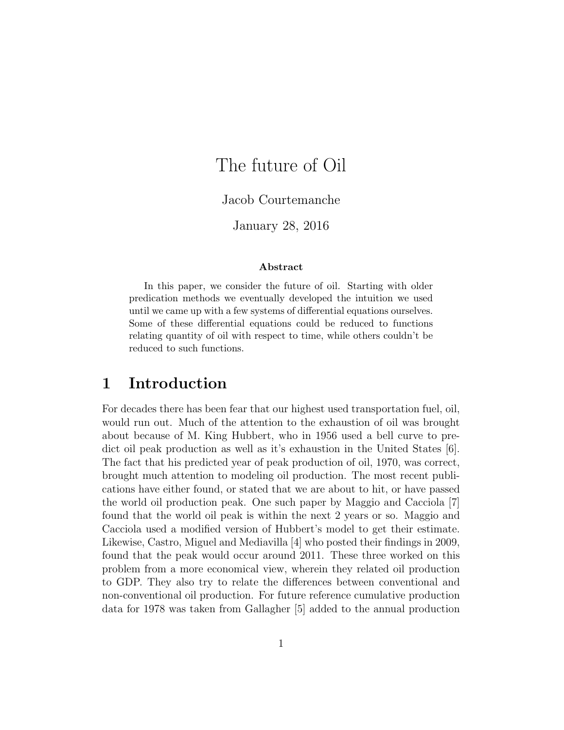# The future of Oil

Jacob Courtemanche

January 28, 2016

**Abstract**

In this paper, we consider the future of oil. Starting with older predication methods we eventually developed the intuition we used until we came up with a few systems of differential equations ourselves. Some of these differential equations could be reduced to functions relating quantity of oil with respect to time, while others couldn't be reduced to such functions.

## 1 Introduction

For decades there has been fear that our highest used transportation fuel, oil, would run out. Much of the attention to the exhaustion of oil was brought about because of M. King Hubbert, who in 1956 used a bell curve to predict oil peak production as well as it's exhaustion in the United States [6]. The fact that his predicted year of peak production of oil, 1970, was correct, brought much attention to modeling oil production. The most recent publications have either found, or stated that we are about to hit, or have passed the world oil production peak. One such paper by Maggio and Cacciola [7] found that the world oil peak is within the next 2 years or so. Maggio and Cacciola used a modified version of Hubbert's model to get their estimate. Likewise, Castro, Miguel and Mediavilla [4] who posted their findings in 2009, found that the peak would occur around 2011. These three worked on this problem from a more economical view, wherein they related oil production to GDP. They also try to relate the differences between conventional and non-conventional oil production. For future reference cumulative production data for 1978 was taken from Gallagher [5] added to the annual production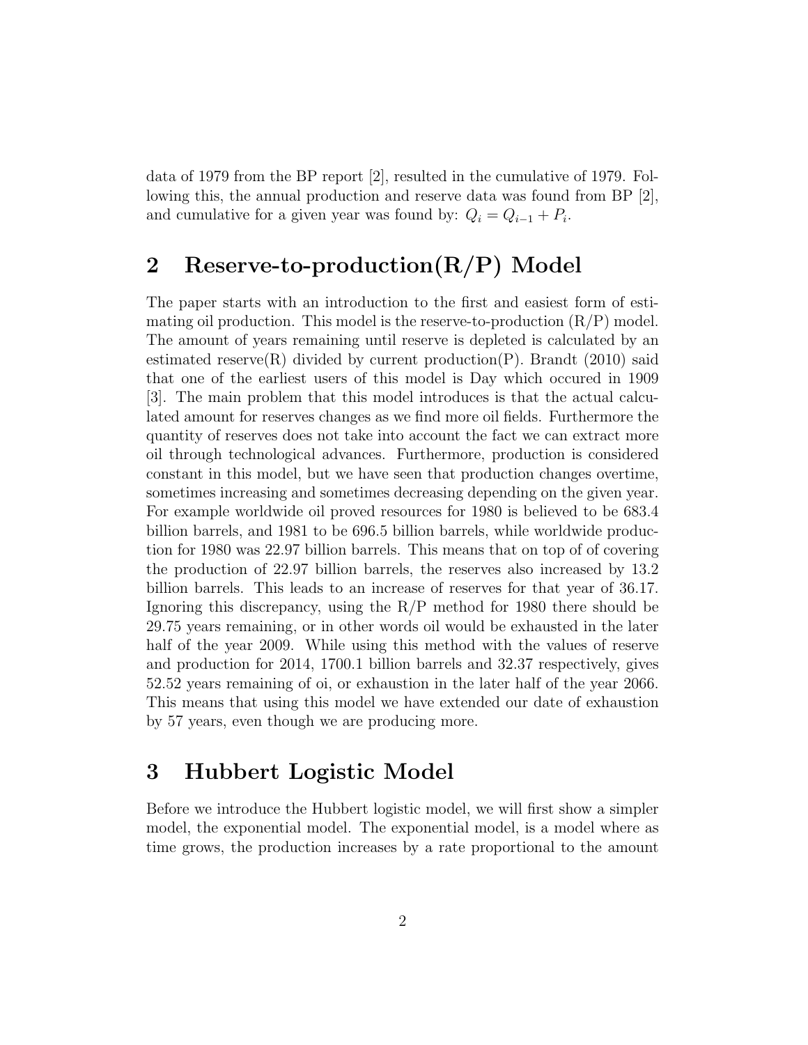data of 1979 from the BP report [2], resulted in the cumulative of 1979. Following this, the annual production and reserve data was found from BP [2], and cumulative for a given year was found by: $Q_i = Q_{i-1} + P_i$.

## 2 Reserve-to-production(R/P) Model

The paper starts with an introduction to the first and easiest form of estimating oil production. This model is the reserve-to-production (R/P) model. The amount of years remaining until reserve is depleted is calculated by an estimated reserve(R) divided by current production(P). Brandt (2010) said that one of the earliest users of this model is Day which occured in 1909 [3]. The main problem that this model introduces is that the actual calculated amount for reserves changes as we find more oil fields. Furthermore the quantity of reserves does not take into account the fact we can extract more oil through technological advances. Furthermore, production is considered constant in this model, but we have seen that production changes overtime, sometimes increasing and sometimes decreasing depending on the given year. For example worldwide oil proved resources for 1980 is believed to be 683.4 billion barrels, and 1981 to be 696.5 billion barrels, while worldwide production for 1980 was 22.97 billion barrels. This means that on top of of covering the production of 22.97 billion barrels, the reserves also increased by 13.2 billion barrels. This leads to an increase of reserves for that year of 36.17. Ignoring this discrepancy, using the R/P method for 1980 there should be 29.75 years remaining, or in other words oil would be exhausted in the later half of the year 2009. While using this method with the values of reserve and production for 2014, 1700.1 billion barrels and 32.37 respectively, gives 52.52 years remaining of oi, or exhaustion in the later half of the year 2066. This means that using this model we have extended our date of exhaustion by 57 years, even though we are producing more.

## 3 Hubbert Logistic Model

Before we introduce the Hubbert logistic model, we will first show a simpler model, the exponential model. The exponential model, is a model where as time grows, the production increases by a rate proportional to the amount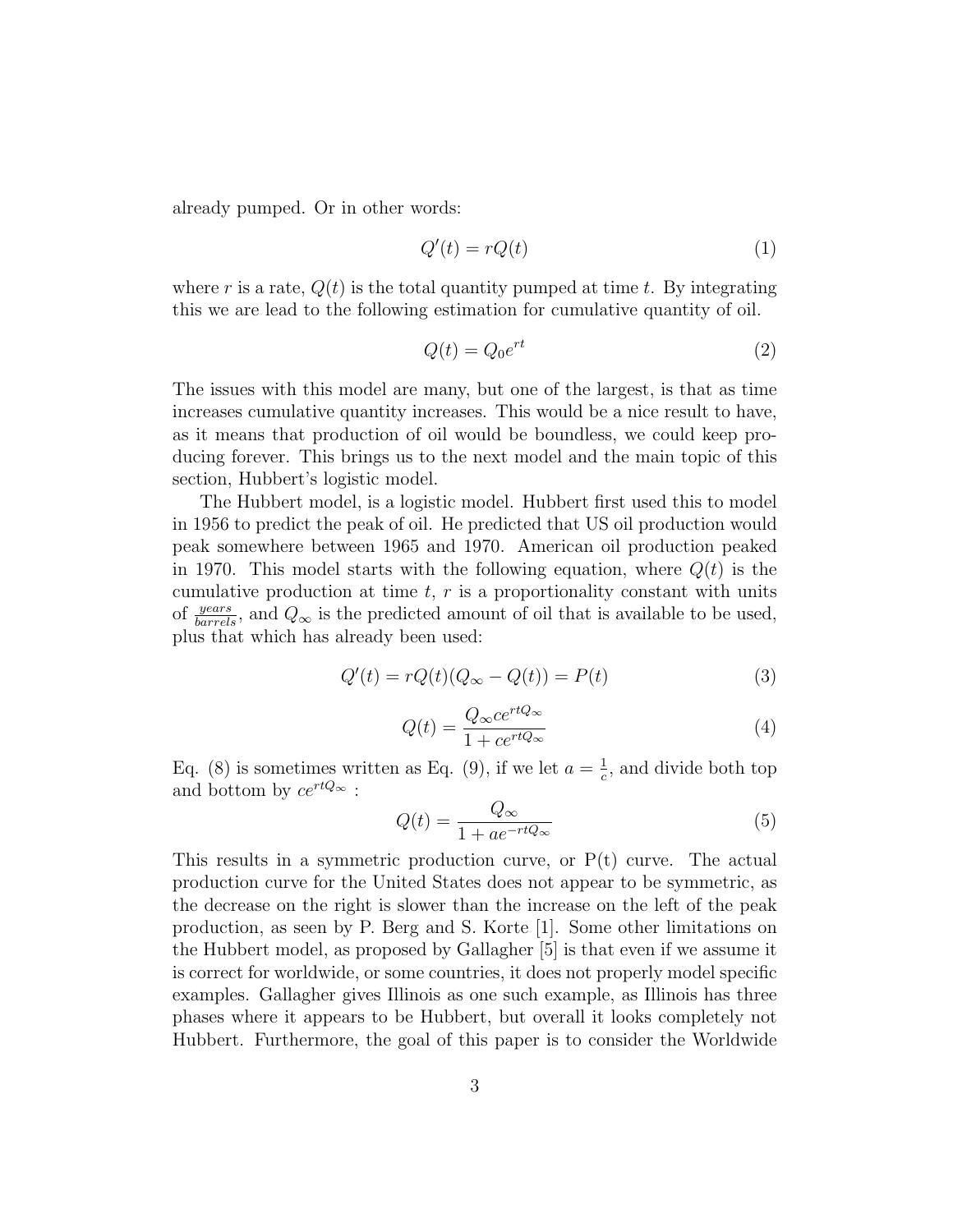already pumped. Or in other words:

$$Q'(t) = rQ(t) \tag{1}$$

where $r$ is a rate, $Q(t)$ is the total quantity pumped at time $t$. By integrating this we are lead to the following estimation for cumulative quantity of oil.

$$Q(t) = Q_0 e^{rt} \tag{2}$$

The issues with this model are many, but one of the largest, is that as time increases cumulative quantity increases. This would be a nice result to have, as it means that production of oil would be boundless, we could keep producing forever. This brings us to the next model and the main topic of this section, Hubbert's logistic model.

The Hubbert model, is a logistic model. Hubbert first used this to model in 1956 to predict the peak of oil. He predicted that US oil production would peak somewhere between 1965 and 1970. American oil production peaked in 1970. This model starts with the following equation, where $Q(t)$ is the cumulative production at time $t$, $r$ is a proportionality constant with units of $\frac{years}{barrels}$, and $Q_\infty$ is the predicted amount of oil that is available to be used, plus that which has already been used:

$$Q'(t) = rQ(t)(Q_\infty - Q(t)) = P(t) \tag{3}$$

$$Q(t) = \frac{Q_\infty c e^{rtQ_\infty}}{1 + ce^{rtQ_\infty}} \tag{4}$$

Eq. (8) is sometimes written as Eq. (9), if we let $a = \frac{1}{c}$, and divide both top and bottom by $ce^{rtQ_\infty}$ :

$$Q(t) = \frac{Q_\infty}{1 + ae^{-rtQ_\infty}} \tag{5}$$

This results in a symmetric production curve, or P(t) curve. The actual production curve for the United States does not appear to be symmetric, as the decrease on the right is slower than the increase on the left of the peak production, as seen by P. Berg and S. Korte [1]. Some other limitations on the Hubbert model, as proposed by Gallagher [5] is that even if we assume it is correct for worldwide, or some countries, it does not properly model specific examples. Gallagher gives Illinois as one such example, as Illinois has three phases where it appears to be Hubbert, but overall it looks completely not Hubbert. Furthermore, the goal of this paper is to consider the Worldwide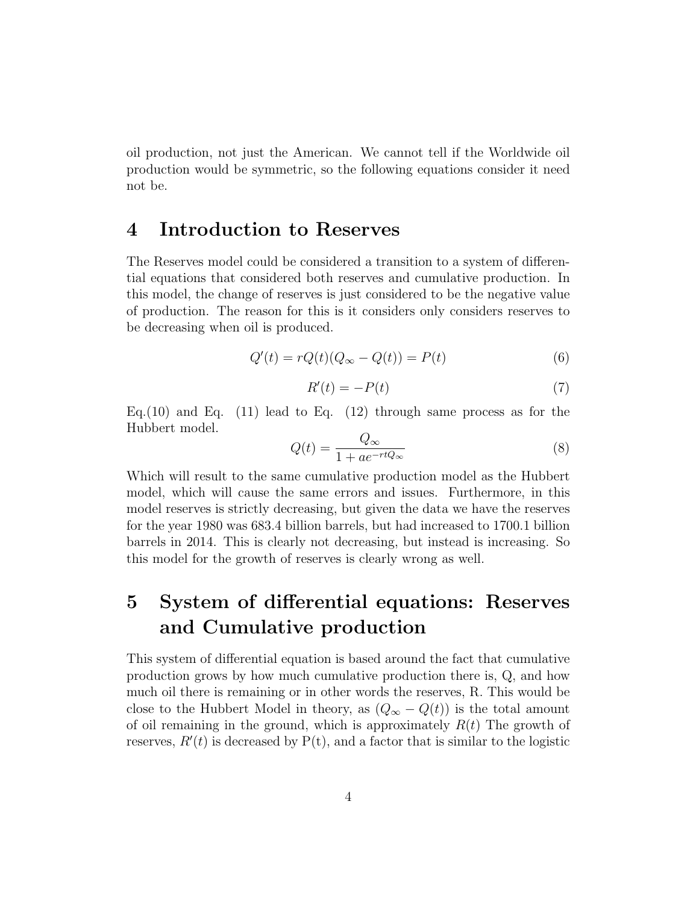oil production, not just the American. We cannot tell if the Worldwide oil production would be symmetric, so the following equations consider it need not be.

## 4 Introduction to Reserves

The Reserves model could be considered a transition to a system of differential equations that considered both reserves and cumulative production. In this model, the change of reserves is just considered to be the negative value of production. The reason for this is it considers only considers reserves to be decreasing when oil is produced.

$$Q'(t) = rQ(t)(Q_\infty - Q(t)) = P(t) \tag{6}$$

$$R'(t) = -P(t) \tag{7}$$

Eq.(10) and Eq. (11) lead to Eq. (12) through same process as for the Hubbert model.

$$Q(t) = \frac{Q_\infty}{1 + ae^{-rtQ_\infty}} \tag{8}$$

Which will result to the same cumulative production model as the Hubbert model, which will cause the same errors and issues. Furthermore, in this model reserves is strictly decreasing, but given the data we have the reserves for the year 1980 was 683.4 billion barrels, but had increased to 1700.1 billion barrels in 2014. This is clearly not decreasing, but instead is increasing. So this model for the growth of reserves is clearly wrong as well.

## 5 System of differential equations: Reserves and Cumulative production

This system of differential equation is based around the fact that cumulative production grows by how much cumulative production there is, Q, and how much oil there is remaining or in other words the reserves, R. This would be close to the Hubbert Model in theory, as $(Q_\infty - Q(t))$ is the total amount of oil remaining in the ground, which is approximately $R(t)$ The growth of reserves, $R'(t)$ is decreased by P(t), and a factor that is similar to the logistic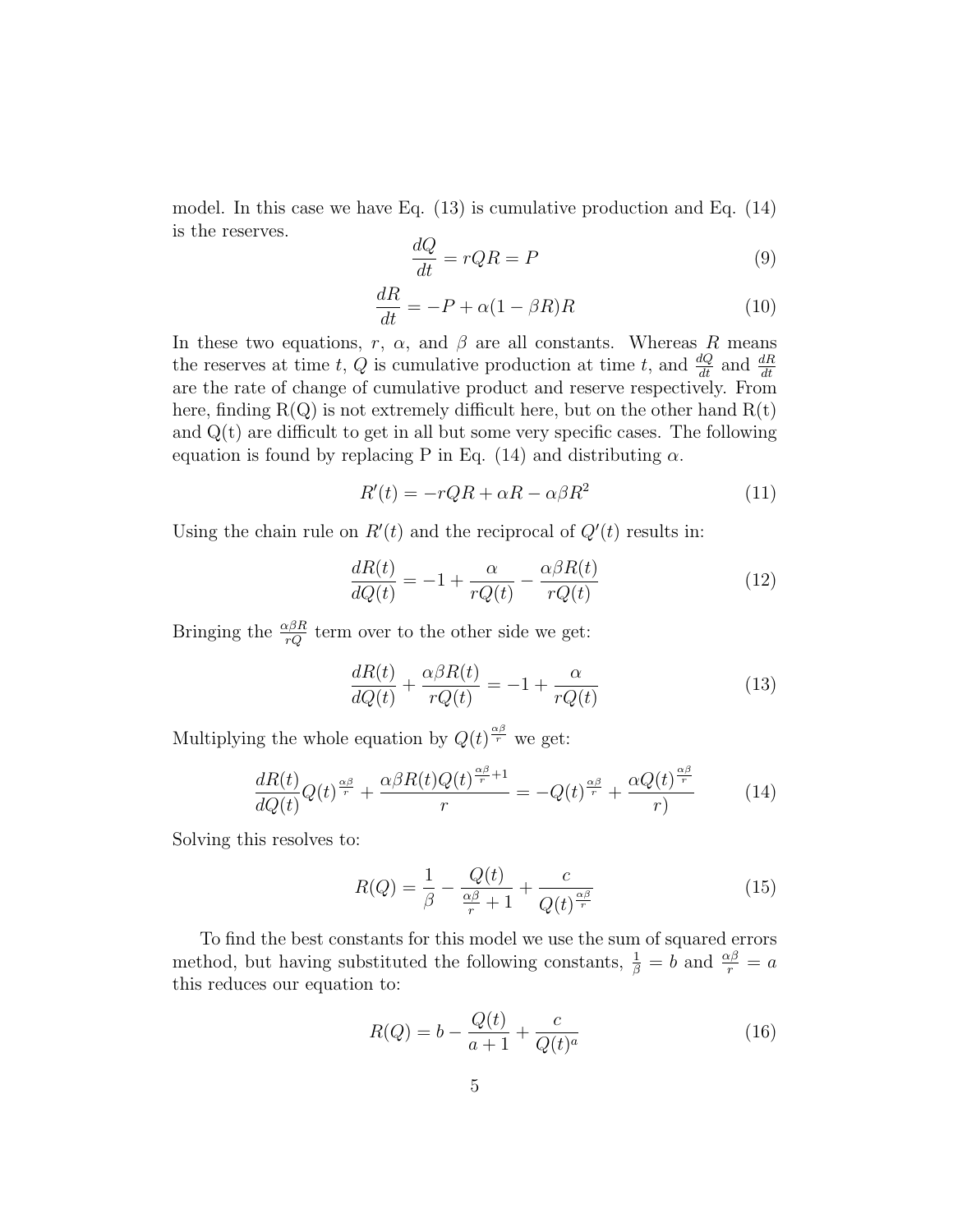model. In this case we have Eq. (13) is cumulative production and Eq. (14) is the reserves.

$$\frac{dQ}{dt} = rQR = P \tag{9}$$

$$\frac{dR}{dt} = -P + \alpha(1 - \beta R)R \tag{10}$$

In these two equations, $r$, $\alpha$, and $\beta$ are all constants. Whereas $R$ means the reserves at time $t$, $Q$ is cumulative production at time $t$, and $\frac{dQ}{dt}$ and $\frac{dR}{dt}$ are the rate of change of cumulative product and reserve respectively. From here, finding R(Q) is not extremely difficult here, but on the other hand R(t) and Q(t) are difficult to get in all but some very specific cases. The following equation is found by replacing P in Eq. (14) and distributing $\alpha$.

$$R'(t) = -rQR + \alpha R - \alpha\beta R^2 \tag{11}$$

Using the chain rule on $R'(t)$ and the reciprocal of $Q'(t)$ results in:

$$\frac{dR(t)}{dQ(t)} = -1 + \frac{\alpha}{rQ(t)} - \frac{\alpha\beta R(t)}{rQ(t)} \tag{12}$$

Bringing the $\frac{\alpha\beta R}{rQ}$ term over to the other side we get:

$$\frac{dR(t)}{dQ(t)} + \frac{\alpha\beta R(t)}{rQ(t)} = -1 + \frac{\alpha}{rQ(t)} \tag{13}$$

Multiplying the whole equation by $Q(t)^{\frac{\alpha\beta}{r}}$ we get:

$$\frac{dR(t)}{dQ(t)}Q(t)^{\frac{\alpha\beta}{r}} + \frac{\alpha\beta R(t)Q(t)^{\frac{\alpha\beta}{r}+1}}{r} = -Q(t)^{\frac{\alpha\beta}{r}} + \frac{\alpha Q(t)^{\frac{\alpha\beta}{r}}}{r)} \tag{14}$$

Solving this resolves to:

$$R(Q) = \frac{1}{\beta} - \frac{Q(t)}{\frac{\alpha\beta}{r} + 1} + \frac{c}{Q(t)^{\frac{\alpha\beta}{r}}} \tag{15}$$

To find the best constants for this model we use the sum of squared errors method, but having substituted the following constants, $\frac{1}{\beta} = b$ and $\frac{\alpha\beta}{r} = a$ this reduces our equation to:

$$R(Q) = b - \frac{Q(t)}{a + 1} + \frac{c}{Q(t)^a} \tag{16}$$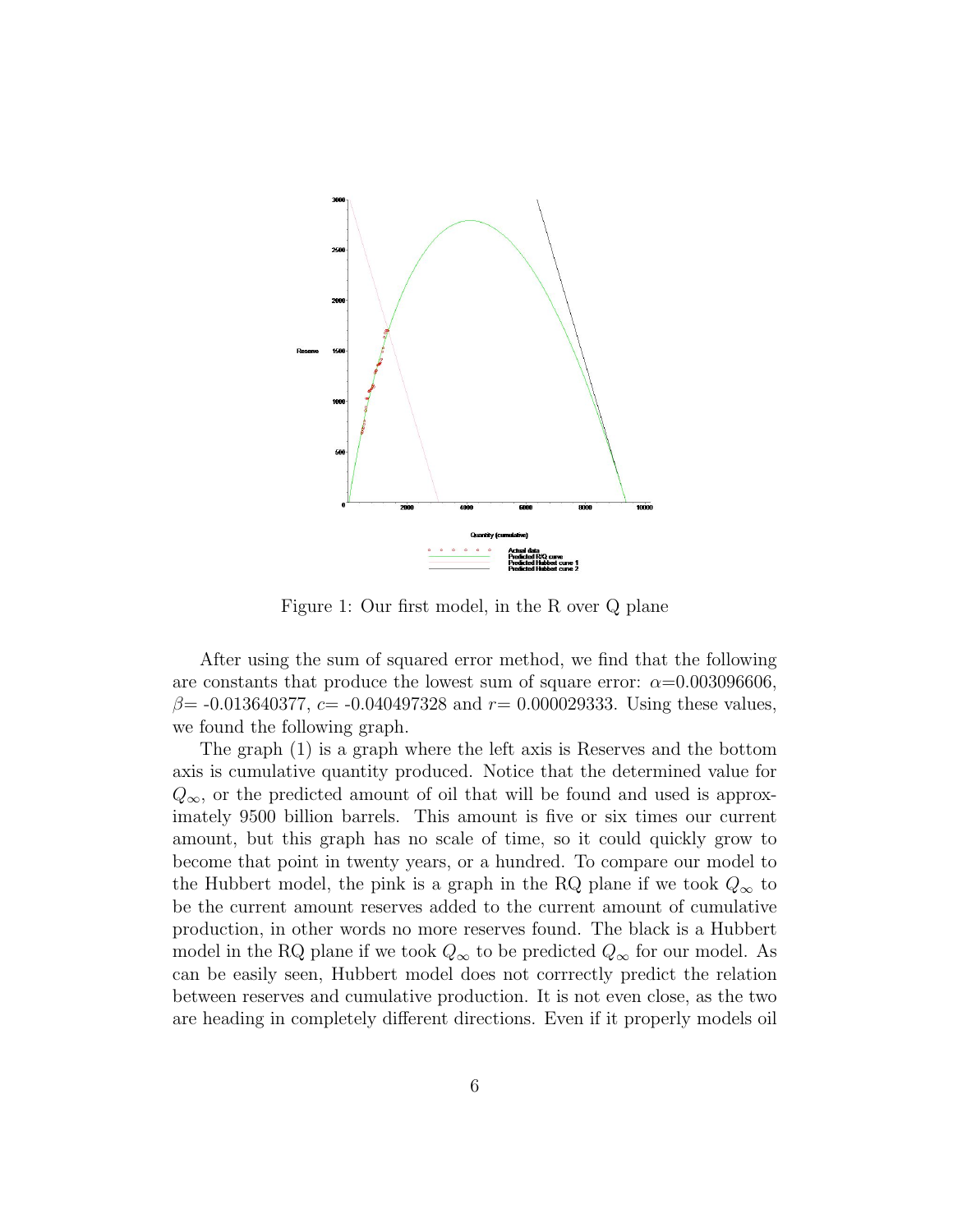Figure 1: Our first model, in the R over Q plane

After using the sum of squared error method, we find that the following are constants that produce the lowest sum of square error: $\alpha$=0.003096606, $\beta$= -0.013640377, $c$= -0.040497328 and $r$= 0.000029333. Using these values, we found the following graph.

The graph (1) is a graph where the left axis is Reserves and the bottom axis is cumulative quantity produced. Notice that the determined value for $Q_\infty$, or the predicted amount of oil that will be found and used is approximately 9500 billion barrels. This amount is five or six times our current amount, but this graph has no scale of time, so it could quickly grow to become that point in twenty years, or a hundred. To compare our model to the Hubbert model, the pink is a graph in the RQ plane if we took $Q_\infty$ to be the current amount reserves added to the current amount of cumulative production, in other words no more reserves found. The black is a Hubbert model in the RQ plane if we took $Q_\infty$ to be predicted $Q_\infty$ for our model. As can be easily seen, Hubbert model does not corrrectly predict the relation between reserves and cumulative production. It is not even close, as the two are heading in completely different directions. Even if it properly models oil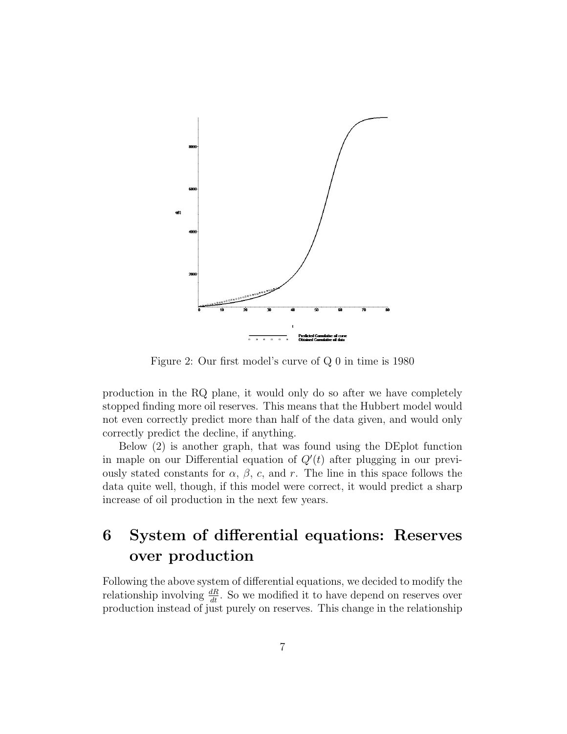Figure 2: Our first model's curve of Q 0 in time is 1980

production in the RQ plane, it would only do so after we have completely stopped finding more oil reserves. This means that the Hubbert model would not even correctly predict more than half of the data given, and would only correctly predict the decline, if anything.

Below (2) is another graph, that was found using the DEplot function in maple on our Differential equation of $Q'(t)$ after plugging in our previously stated constants for $\alpha$, $\beta$, $c$, and $r$. The line in this space follows the data quite well, though, if this model were correct, it would predict a sharp increase of oil production in the next few years.

# 6 System of differential equations: Reserves over production

Following the above system of differential equations, we decided to modify the relationship involving $\frac{dR}{dt}$. So we modified it to have depend on reserves over production instead of just purely on reserves. This change in the relationship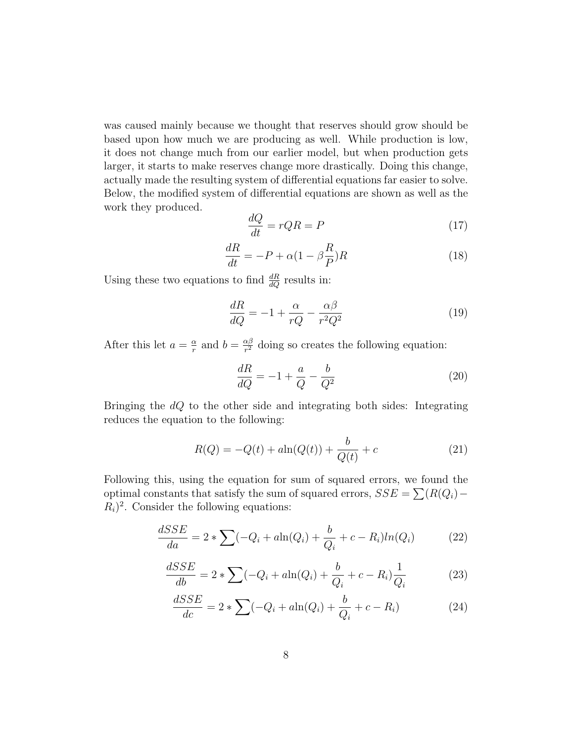was caused mainly because we thought that reserves should grow should be based upon how much we are producing as well. While production is low, it does not change much from our earlier model, but when production gets larger, it starts to make reserves change more drastically. Doing this change, actually made the resulting system of differential equations far easier to solve. Below, the modified system of differential equations are shown as well as the work they produced.

$$\frac{dQ}{dt} = rQR = P \tag{17}$$

$$\frac{dR}{dt} = -P + \alpha(1 - \beta\frac{R}{P})R \tag{18}$$

Using these two equations to find $\frac{dR}{dQ}$ results in:

$$\frac{dR}{dQ} = -1 + \frac{\alpha}{rQ} - \frac{\alpha\beta}{r^2Q^2} \tag{19}$$

After this let $a = \frac{\alpha}{r}$ and $b = \frac{\alpha\beta}{r^2}$ doing so creates the following equation:

$$\frac{dR}{dQ} = -1 + \frac{a}{Q} - \frac{b}{Q^2} \tag{20}$$

Bringing the $dQ$ to the other side and integrating both sides: Integrating reduces the equation to the following:

$$R(Q) = -Q(t) + a\ln(Q(t)) + \frac{b}{Q(t)} + c \tag{21}$$

Following this, using the equation for sum of squared errors, we found the optimal constants that satisfy the sum of squared errors, $SSE = \sum(R(Q_i) - R_i)^2$. Consider the following equations:

$$\frac{dSSE}{da} = 2 * \sum(-Q_i + a\ln(Q_i) + \frac{b}{Q_i} + c - R_i)ln(Q_i) \tag{22}$$

$$\frac{dSSE}{db} = 2 * \sum(-Q_i + a\ln(Q_i) + \frac{b}{Q_i} + c - R_i)\frac{1}{Q_i} \tag{23}$$

$$\frac{dSSE}{dc} = 2 * \sum(-Q_i + a\ln(Q_i) + \frac{b}{Q_i} + c - R_i) \tag{24}$$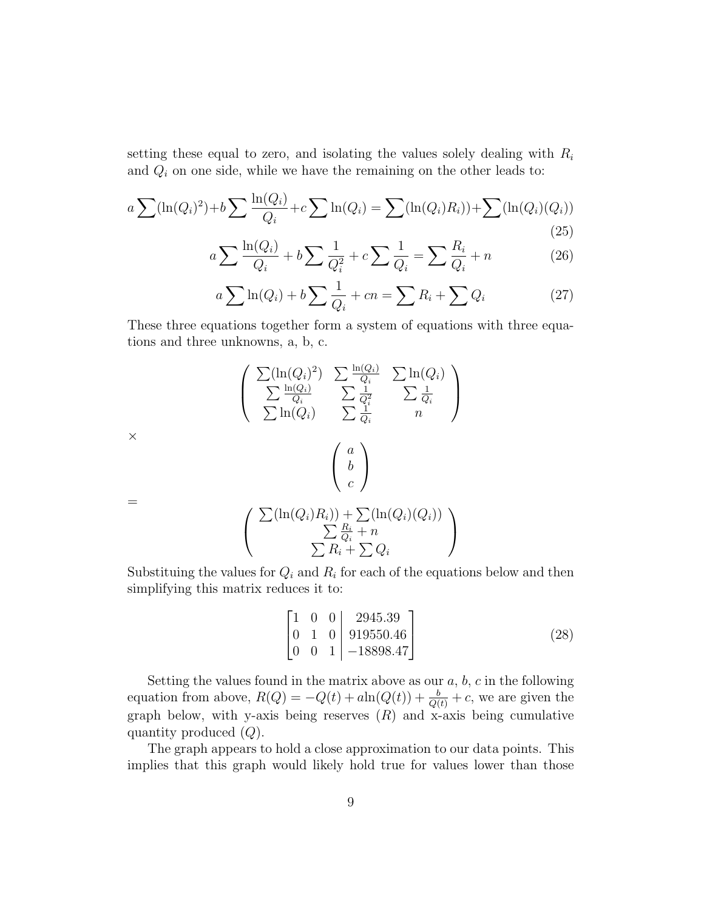setting these equal to zero, and isolating the values solely dealing with $R_i$ and $Q_i$ on one side, while we have the remaining on the other leads to:

$$a\sum(\ln(Q_i)^2)+b\sum\frac{\ln(Q_i)}{Q_i}+c\sum\ln(Q_i)=\sum(\ln(Q_i)R_i))+\sum(\ln(Q_i)(Q_i)) \tag{25}$$

$$a\sum\frac{\ln(Q_i)}{Q_i}+b\sum\frac{1}{Q_i^2}+c\sum\frac{1}{Q_i}=\sum\frac{R_i}{Q_i}+n \tag{26}$$

$$a\sum\ln(Q_i)+b\sum\frac{1}{Q_i}+cn=\sum R_i+\sum Q_i \tag{27}$$

These three equations together form a system of equations with three equations and three unknowns, a, b, c.

$$\begin{pmatrix} \sum(\ln(Q_i)^2) & \sum\frac{\ln(Q_i)}{Q_i} & \sum\ln(Q_i) \\ \sum\frac{\ln(Q_i)}{Q_i} & \sum\frac{1}{Q_i^2} & \sum\frac{1}{Q_i} \\ \sum\ln(Q_i) & \sum\frac{1}{Q_i} & n \end{pmatrix}$$

$\times$

$$\begin{pmatrix} a \\ b \\ c \end{pmatrix}$$

$=$

$$\begin{pmatrix} \sum(\ln(Q_i)R_i))+\sum(\ln(Q_i)(Q_i)) \\ \sum\frac{R_i}{Q_i}+n \\ \sum R_i+\sum Q_i \end{pmatrix}$$

Substituing the values for $Q_i$ and $R_i$ for each of the equations below and then simplifying this matrix reduces it to:

$$\left[\begin{array}{ccc|c} 1 & 0 & 0 & 2945.39 \\ 0 & 1 & 0 & 919550.46 \\ 0 & 0 & 1 & -18898.47 \end{array}\right] \tag{28}$$

Setting the values found in the matrix above as our $a$, $b$, $c$ in the following equation from above, $R(Q)=-Q(t)+a\ln(Q(t))+\frac{b}{Q(t)}+c$, we are given the graph below, with y-axis being reserves ($R$) and x-axis being cumulative quantity produced ($Q$).

The graph appears to hold a close approximation to our data points. This implies that this graph would likely hold true for values lower than those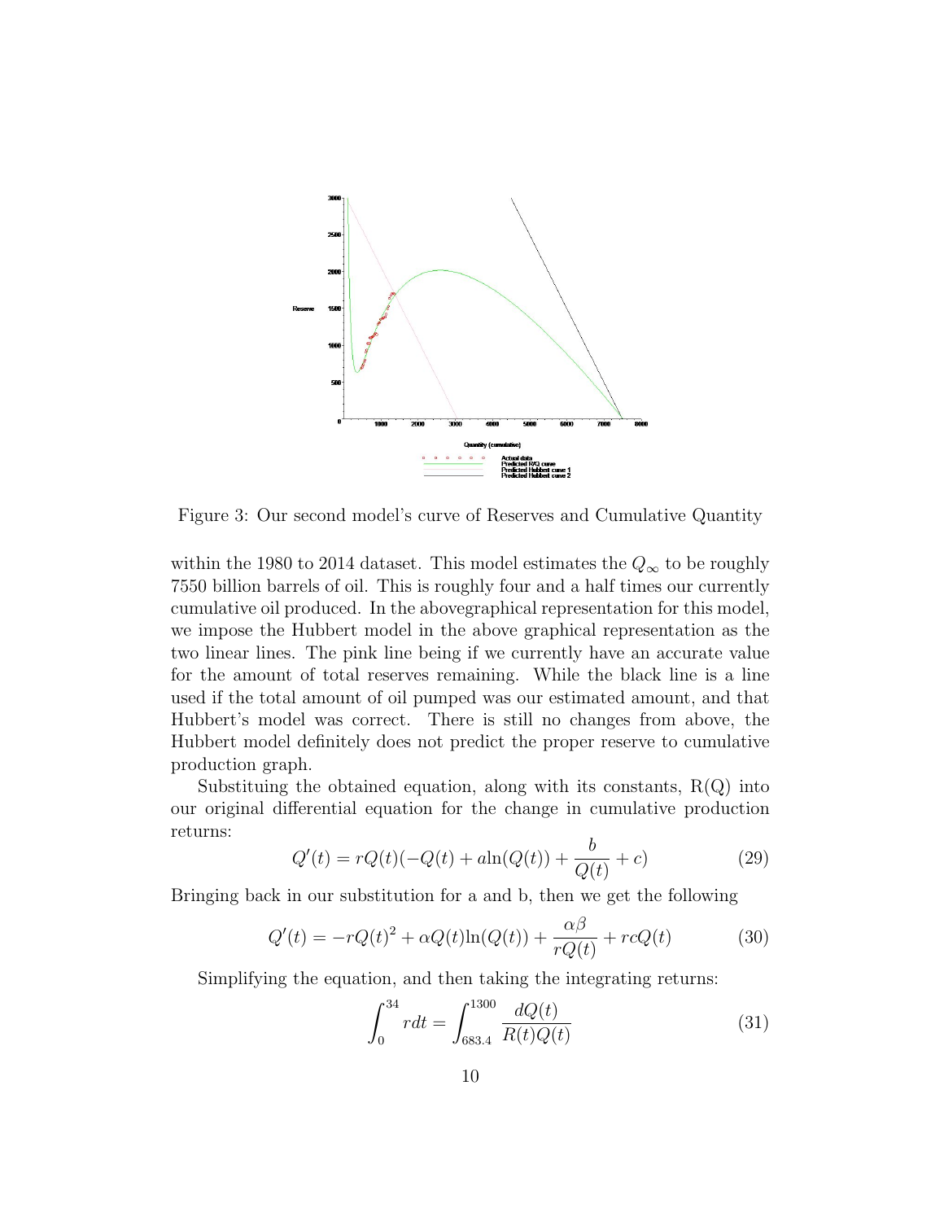Figure 3: Our second model's curve of Reserves and Cumulative Quantity

within the 1980 to 2014 dataset. This model estimates the $Q_\infty$ to be roughly 7550 billion barrels of oil. This is roughly four and a half times our currently cumulative oil produced. In the abovegraphical representation for this model, we impose the Hubbert model in the above graphical representation as the two linear lines. The pink line being if we currently have an accurate value for the amount of total reserves remaining. While the black line is a line used if the total amount of oil pumped was our estimated amount, and that Hubbert's model was correct. There is still no changes from above, the Hubbert model definitely does not predict the proper reserve to cumulative production graph.

Substituing the obtained equation, along with its constants, R(Q) into our original differential equation for the change in cumulative production returns:

$$Q'(t) = rQ(t)(-Q(t) + a\ln(Q(t)) + \frac{b}{Q(t)} + c) \tag{29}$$

Bringing back in our substitution for a and b, then we get the following

$$Q'(t) = -rQ(t)^2 + \alpha Q(t)\ln(Q(t)) + \frac{\alpha\beta}{rQ(t)} + rcQ(t) \tag{30}$$

Simplifying the equation, and then taking the integrating returns:

$$\int_0^{34} r dt = \int_{683.4}^{1300} \frac{dQ(t)}{R(t)Q(t)} \tag{31}$$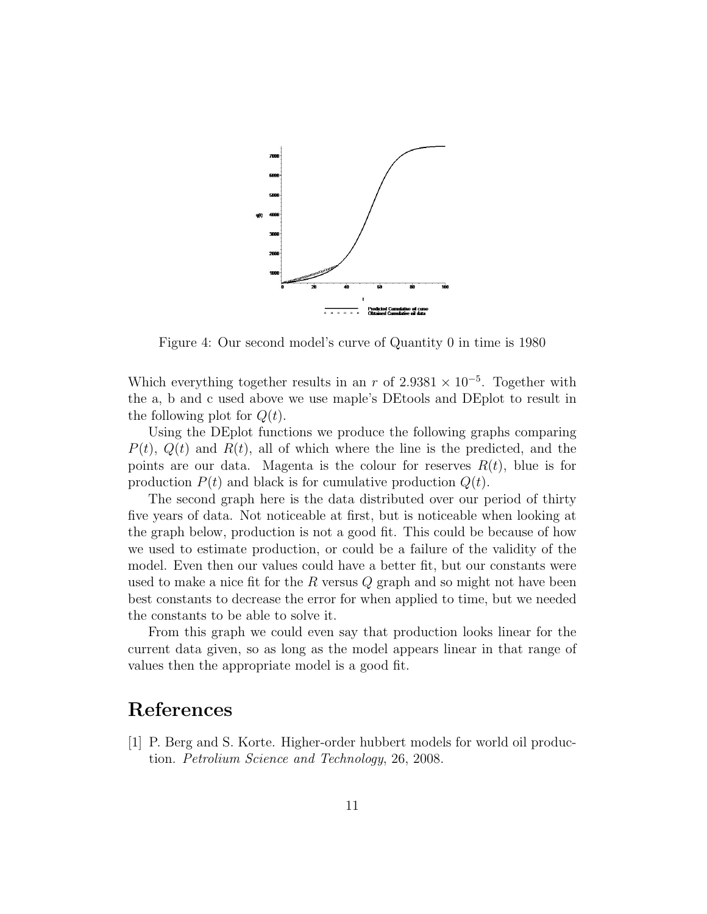Figure 4: Our second model's curve of Quantity 0 in time is 1980

Which everything together results in an $r$ of $2.9381 \times 10^{-5}$. Together with the a, b and c used above we use maple's DEtools and DEplot to result in the following plot for $Q(t)$.

Using the DEplot functions we produce the following graphs comparing $P(t)$, $Q(t)$ and $R(t)$, all of which where the line is the predicted, and the points are our data. Magenta is the colour for reserves $R(t)$, blue is for production $P(t)$ and black is for cumulative production $Q(t)$.

The second graph here is the data distributed over our period of thirty five years of data. Not noticeable at first, but is noticeable when looking at the graph below, production is not a good fit. This could be because of how we used to estimate production, or could be a failure of the validity of the model. Even then our values could have a better fit, but our constants were used to make a nice fit for the $R$ versus $Q$ graph and so might not have been best constants to decrease the error for when applied to time, but we needed the constants to be able to solve it.

From this graph we could even say that production looks linear for the current data given, so as long as the model appears linear in that range of values then the appropriate model is a good fit.

# References

[1] P. Berg and S. Korte. Higher-order hubbert models for world oil production. *Petrolium Science and Technology*, 26, 2008.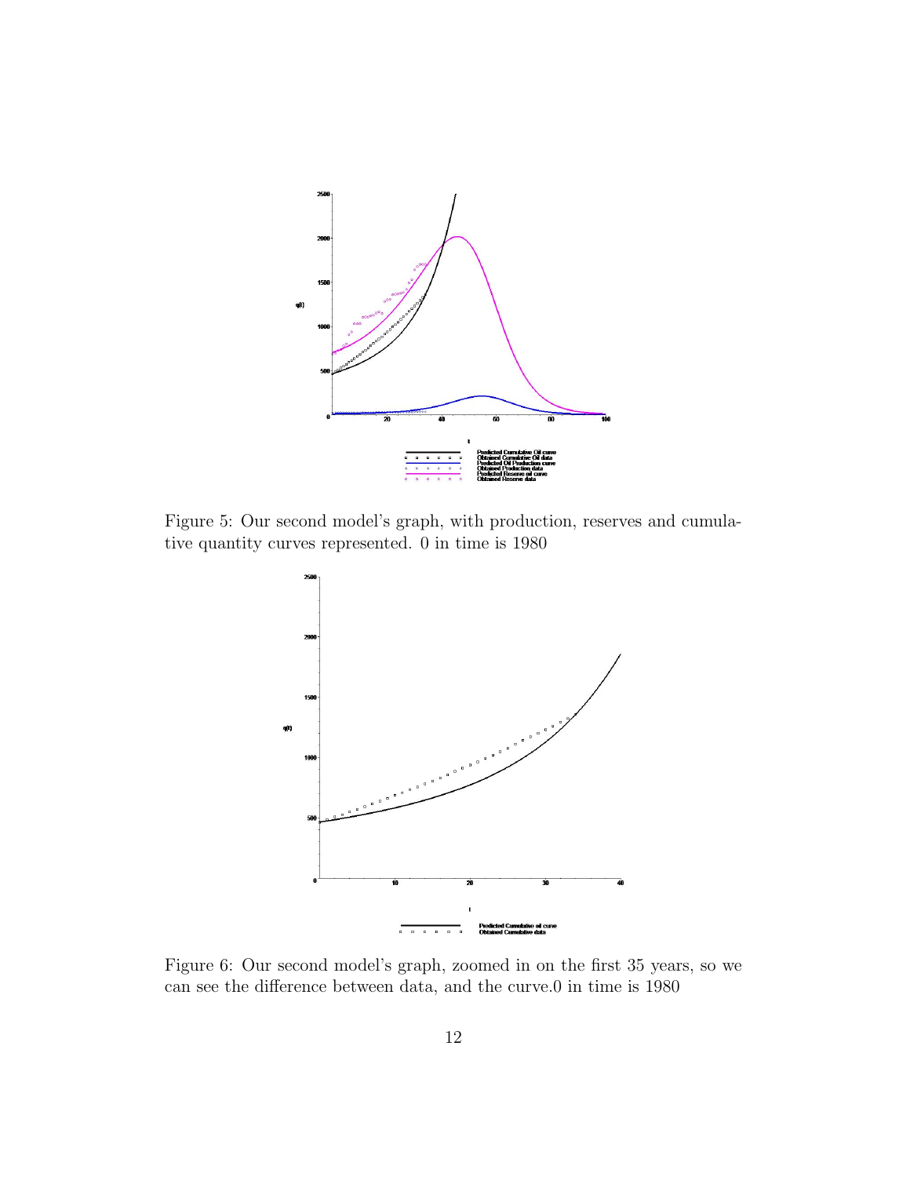Figure 5: Our second model's graph, with production, reserves and cumulative quantity curves represented. 0 in time is 1980

Figure 6: Our second model's graph, zoomed in on the first 35 years, so we can see the difference between data, and the curve.0 in time is 1980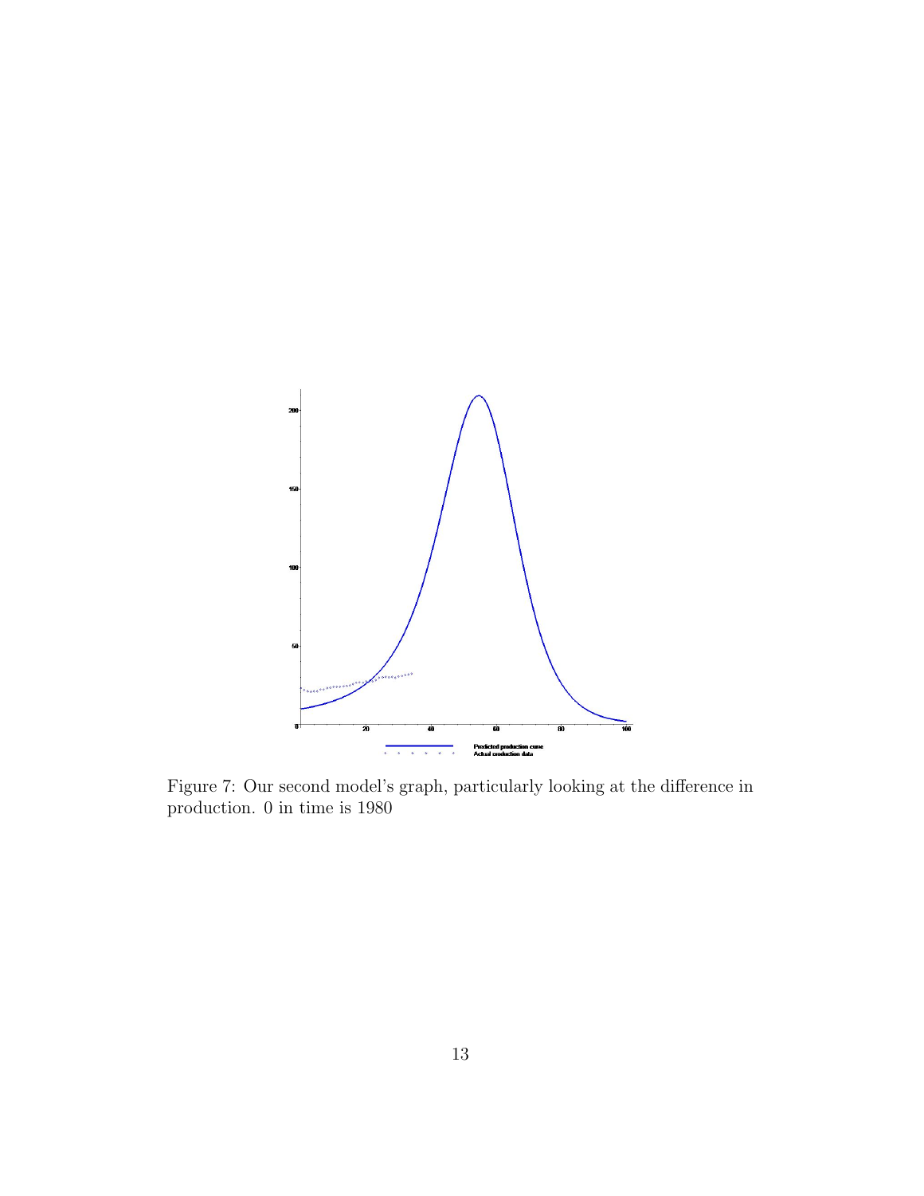Figure 7: Our second model's graph, particularly looking at the difference in production. 0 in time is 1980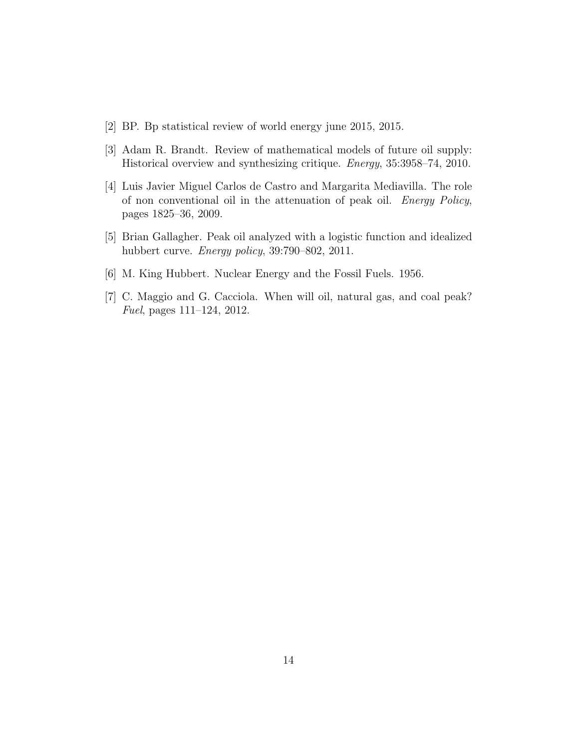[2] BP. Bp statistical review of world energy june 2015, 2015.

[3] Adam R. Brandt. Review of mathematical models of future oil supply: Historical overview and synthesizing critique. *Energy*, 35:3958–74, 2010.

[4] Luis Javier Miguel Carlos de Castro and Margarita Mediavilla. The role of non conventional oil in the attenuation of peak oil. *Energy Policy*, pages 1825–36, 2009.

[5] Brian Gallagher. Peak oil analyzed with a logistic function and idealized hubbert curve. *Energy policy*, 39:790–802, 2011.

[6] M. King Hubbert. Nuclear Energy and the Fossil Fuels. 1956.

[7] C. Maggio and G. Cacciola. When will oil, natural gas, and coal peak? *Fuel*, pages 111–124, 2012.